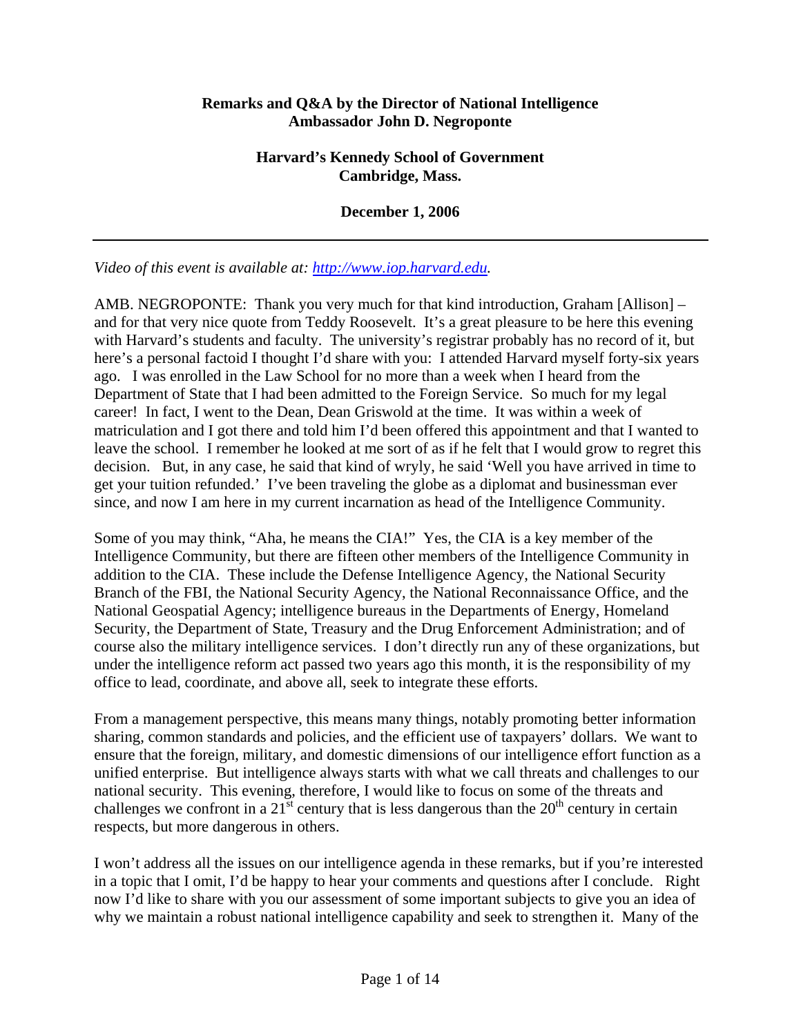**Remarks and Q&A by the Director of National Intelligence**
**Ambassador John D. Negroponte**

**Harvard's Kennedy School of Government**
**Cambridge, Mass.**

**December 1, 2006**

---

*Video of this event is available at: [http://www.iop.harvard.edu](http://www.iop.harvard.edu).*

AMB. NEGROPONTE: Thank you very much for that kind introduction, Graham [Allison] – and for that very nice quote from Teddy Roosevelt. It's a great pleasure to be here this evening with Harvard's students and faculty. The university's registrar probably has no record of it, but here's a personal factoid I thought I'd share with you: I attended Harvard myself forty-six years ago. I was enrolled in the Law School for no more than a week when I heard from the Department of State that I had been admitted to the Foreign Service. So much for my legal career! In fact, I went to the Dean, Dean Griswold at the time. It was within a week of matriculation and I got there and told him I'd been offered this appointment and that I wanted to leave the school. I remember he looked at me sort of as if he felt that I would grow to regret this decision. But, in any case, he said that kind of wryly, he said 'Well you have arrived in time to get your tuition refunded.' I've been traveling the globe as a diplomat and businessman ever since, and now I am here in my current incarnation as head of the Intelligence Community.

Some of you may think, "Aha, he means the CIA!" Yes, the CIA is a key member of the Intelligence Community, but there are fifteen other members of the Intelligence Community in addition to the CIA. These include the Defense Intelligence Agency, the National Security Branch of the FBI, the National Security Agency, the National Reconnaissance Office, and the National Geospatial Agency; intelligence bureaus in the Departments of Energy, Homeland Security, the Department of State, Treasury and the Drug Enforcement Administration; and of course also the military intelligence services. I don't directly run any of these organizations, but under the intelligence reform act passed two years ago this month, it is the responsibility of my office to lead, coordinate, and above all, seek to integrate these efforts.

From a management perspective, this means many things, notably promoting better information sharing, common standards and policies, and the efficient use of taxpayers' dollars. We want to ensure that the foreign, military, and domestic dimensions of our intelligence effort function as a unified enterprise. But intelligence always starts with what we call threats and challenges to our national security. This evening, therefore, I would like to focus on some of the threats and challenges we confront in a 21st century that is less dangerous than the 20th century in certain respects, but more dangerous in others.

I won't address all the issues on our intelligence agenda in these remarks, but if you're interested in a topic that I omit, I'd be happy to hear your comments and questions after I conclude. Right now I'd like to share with you our assessment of some important subjects to give you an idea of why we maintain a robust national intelligence capability and seek to strengthen it. Many of the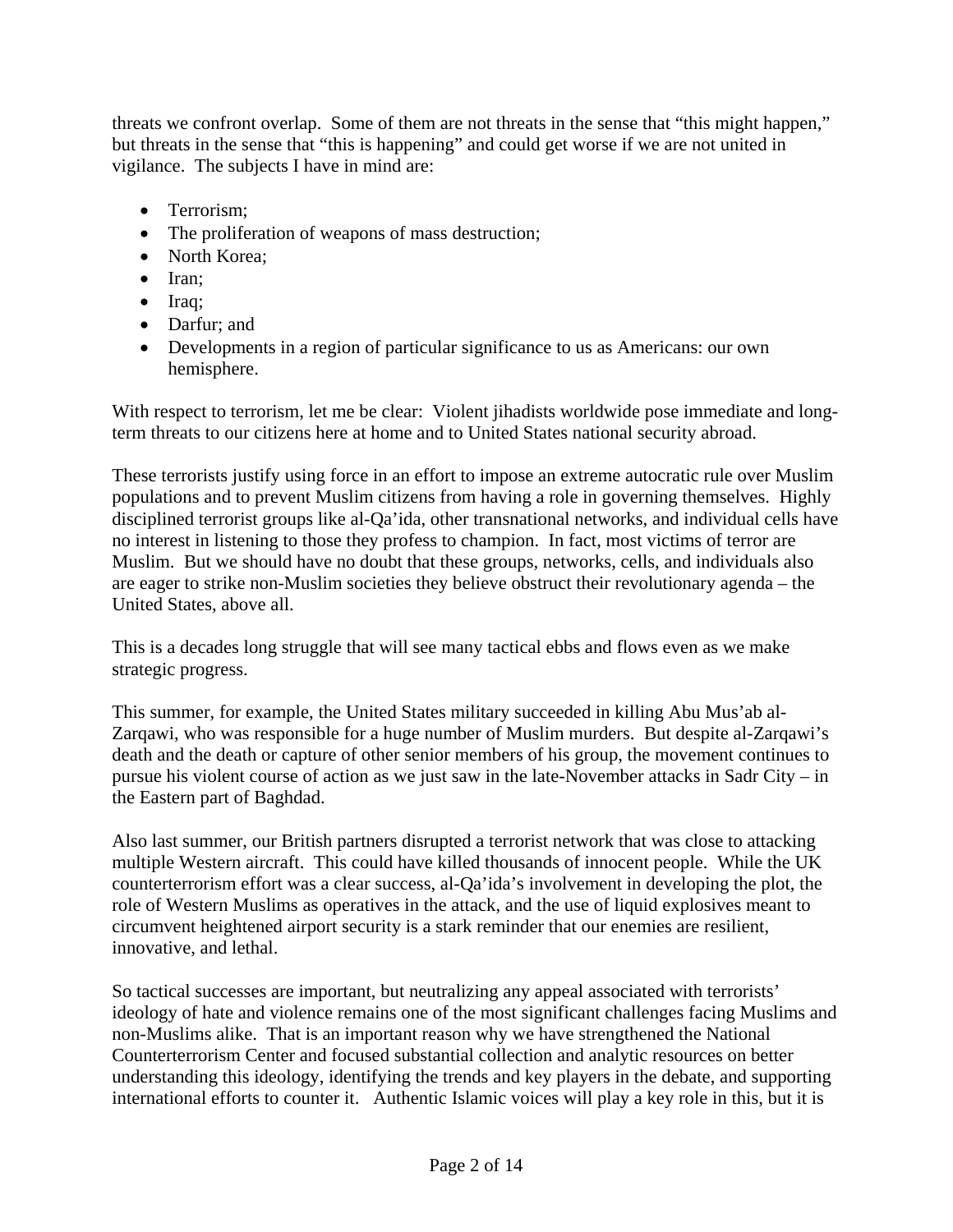threats we confront overlap. Some of them are not threats in the sense that "this might happen," but threats in the sense that "this is happening" and could get worse if we are not united in vigilance. The subjects I have in mind are:

- Terrorism;
- The proliferation of weapons of mass destruction;
- North Korea;
- Iran;
- Iraq;
- Darfur; and
- Developments in a region of particular significance to us as Americans: our own hemisphere.

With respect to terrorism, let me be clear: Violent jihadists worldwide pose immediate and long-term threats to our citizens here at home and to United States national security abroad.

These terrorists justify using force in an effort to impose an extreme autocratic rule over Muslim populations and to prevent Muslim citizens from having a role in governing themselves. Highly disciplined terrorist groups like al-Qa'ida, other transnational networks, and individual cells have no interest in listening to those they profess to champion. In fact, most victims of terror are Muslim. But we should have no doubt that these groups, networks, cells, and individuals also are eager to strike non-Muslim societies they believe obstruct their revolutionary agenda – the United States, above all.

This is a decades long struggle that will see many tactical ebbs and flows even as we make strategic progress.

This summer, for example, the United States military succeeded in killing Abu Mus'ab al-Zarqawi, who was responsible for a huge number of Muslim murders. But despite al-Zarqawi's death and the death or capture of other senior members of his group, the movement continues to pursue his violent course of action as we just saw in the late-November attacks in Sadr City – in the Eastern part of Baghdad.

Also last summer, our British partners disrupted a terrorist network that was close to attacking multiple Western aircraft. This could have killed thousands of innocent people. While the UK counterterrorism effort was a clear success, al-Qa'ida's involvement in developing the plot, the role of Western Muslims as operatives in the attack, and the use of liquid explosives meant to circumvent heightened airport security is a stark reminder that our enemies are resilient, innovative, and lethal.

So tactical successes are important, but neutralizing any appeal associated with terrorists' ideology of hate and violence remains one of the most significant challenges facing Muslims and non-Muslims alike. That is an important reason why we have strengthened the National Counterterrorism Center and focused substantial collection and analytic resources on better understanding this ideology, identifying the trends and key players in the debate, and supporting international efforts to counter it. Authentic Islamic voices will play a key role in this, but it is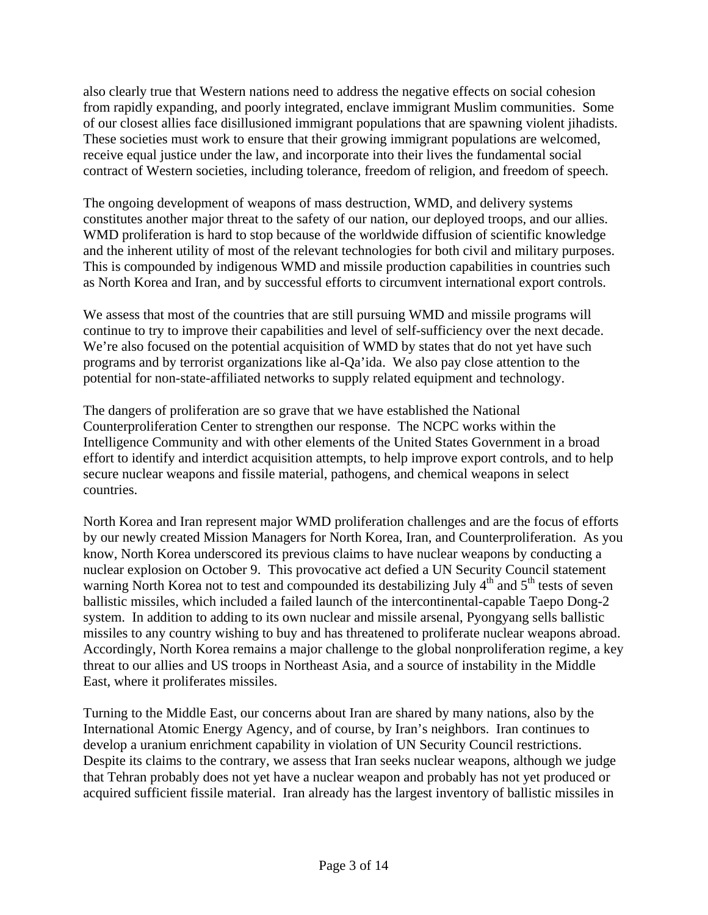also clearly true that Western nations need to address the negative effects on social cohesion from rapidly expanding, and poorly integrated, enclave immigrant Muslim communities. Some of our closest allies face disillusioned immigrant populations that are spawning violent jihadists. These societies must work to ensure that their growing immigrant populations are welcomed, receive equal justice under the law, and incorporate into their lives the fundamental social contract of Western societies, including tolerance, freedom of religion, and freedom of speech.

The ongoing development of weapons of mass destruction, WMD, and delivery systems constitutes another major threat to the safety of our nation, our deployed troops, and our allies. WMD proliferation is hard to stop because of the worldwide diffusion of scientific knowledge and the inherent utility of most of the relevant technologies for both civil and military purposes. This is compounded by indigenous WMD and missile production capabilities in countries such as North Korea and Iran, and by successful efforts to circumvent international export controls.

We assess that most of the countries that are still pursuing WMD and missile programs will continue to try to improve their capabilities and level of self-sufficiency over the next decade. We're also focused on the potential acquisition of WMD by states that do not yet have such programs and by terrorist organizations like al-Qa'ida. We also pay close attention to the potential for non-state-affiliated networks to supply related equipment and technology.

The dangers of proliferation are so grave that we have established the National Counterproliferation Center to strengthen our response. The NCPC works within the Intelligence Community and with other elements of the United States Government in a broad effort to identify and interdict acquisition attempts, to help improve export controls, and to help secure nuclear weapons and fissile material, pathogens, and chemical weapons in select countries.

North Korea and Iran represent major WMD proliferation challenges and are the focus of efforts by our newly created Mission Managers for North Korea, Iran, and Counterproliferation. As you know, North Korea underscored its previous claims to have nuclear weapons by conducting a nuclear explosion on October 9. This provocative act defied a UN Security Council statement warning North Korea not to test and compounded its destabilizing July 4th and 5th tests of seven ballistic missiles, which included a failed launch of the intercontinental-capable Taepo Dong-2 system. In addition to adding to its own nuclear and missile arsenal, Pyongyang sells ballistic missiles to any country wishing to buy and has threatened to proliferate nuclear weapons abroad. Accordingly, North Korea remains a major challenge to the global nonproliferation regime, a key threat to our allies and US troops in Northeast Asia, and a source of instability in the Middle East, where it proliferates missiles.

Turning to the Middle East, our concerns about Iran are shared by many nations, also by the International Atomic Energy Agency, and of course, by Iran's neighbors. Iran continues to develop a uranium enrichment capability in violation of UN Security Council restrictions. Despite its claims to the contrary, we assess that Iran seeks nuclear weapons, although we judge that Tehran probably does not yet have a nuclear weapon and probably has not yet produced or acquired sufficient fissile material. Iran already has the largest inventory of ballistic missiles in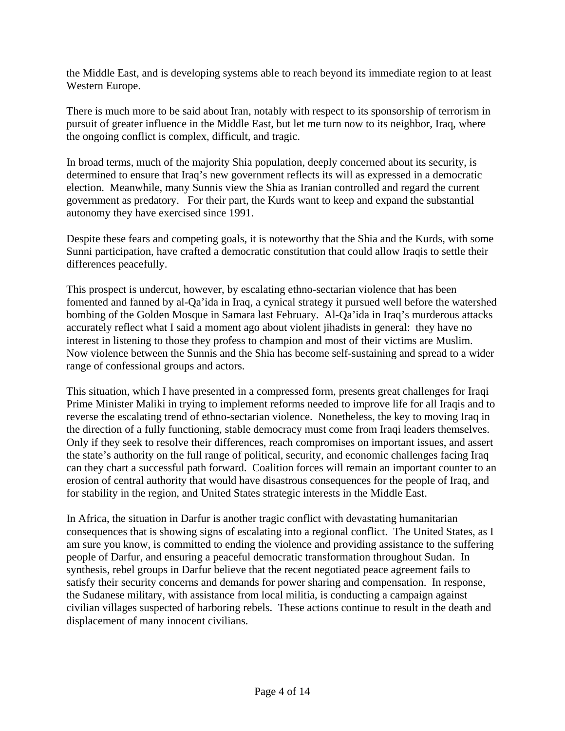the Middle East, and is developing systems able to reach beyond its immediate region to at least Western Europe.

There is much more to be said about Iran, notably with respect to its sponsorship of terrorism in pursuit of greater influence in the Middle East, but let me turn now to its neighbor, Iraq, where the ongoing conflict is complex, difficult, and tragic.

In broad terms, much of the majority Shia population, deeply concerned about its security, is determined to ensure that Iraq's new government reflects its will as expressed in a democratic election. Meanwhile, many Sunnis view the Shia as Iranian controlled and regard the current government as predatory. For their part, the Kurds want to keep and expand the substantial autonomy they have exercised since 1991.

Despite these fears and competing goals, it is noteworthy that the Shia and the Kurds, with some Sunni participation, have crafted a democratic constitution that could allow Iraqis to settle their differences peacefully.

This prospect is undercut, however, by escalating ethno-sectarian violence that has been fomented and fanned by al-Qa'ida in Iraq, a cynical strategy it pursued well before the watershed bombing of the Golden Mosque in Samara last February. Al-Qa'ida in Iraq's murderous attacks accurately reflect what I said a moment ago about violent jihadists in general: they have no interest in listening to those they profess to champion and most of their victims are Muslim. Now violence between the Sunnis and the Shia has become self-sustaining and spread to a wider range of confessional groups and actors.

This situation, which I have presented in a compressed form, presents great challenges for Iraqi Prime Minister Maliki in trying to implement reforms needed to improve life for all Iraqis and to reverse the escalating trend of ethno-sectarian violence. Nonetheless, the key to moving Iraq in the direction of a fully functioning, stable democracy must come from Iraqi leaders themselves. Only if they seek to resolve their differences, reach compromises on important issues, and assert the state's authority on the full range of political, security, and economic challenges facing Iraq can they chart a successful path forward. Coalition forces will remain an important counter to an erosion of central authority that would have disastrous consequences for the people of Iraq, and for stability in the region, and United States strategic interests in the Middle East.

In Africa, the situation in Darfur is another tragic conflict with devastating humanitarian consequences that is showing signs of escalating into a regional conflict. The United States, as I am sure you know, is committed to ending the violence and providing assistance to the suffering people of Darfur, and ensuring a peaceful democratic transformation throughout Sudan. In synthesis, rebel groups in Darfur believe that the recent negotiated peace agreement fails to satisfy their security concerns and demands for power sharing and compensation. In response, the Sudanese military, with assistance from local militia, is conducting a campaign against civilian villages suspected of harboring rebels. These actions continue to result in the death and displacement of many innocent civilians.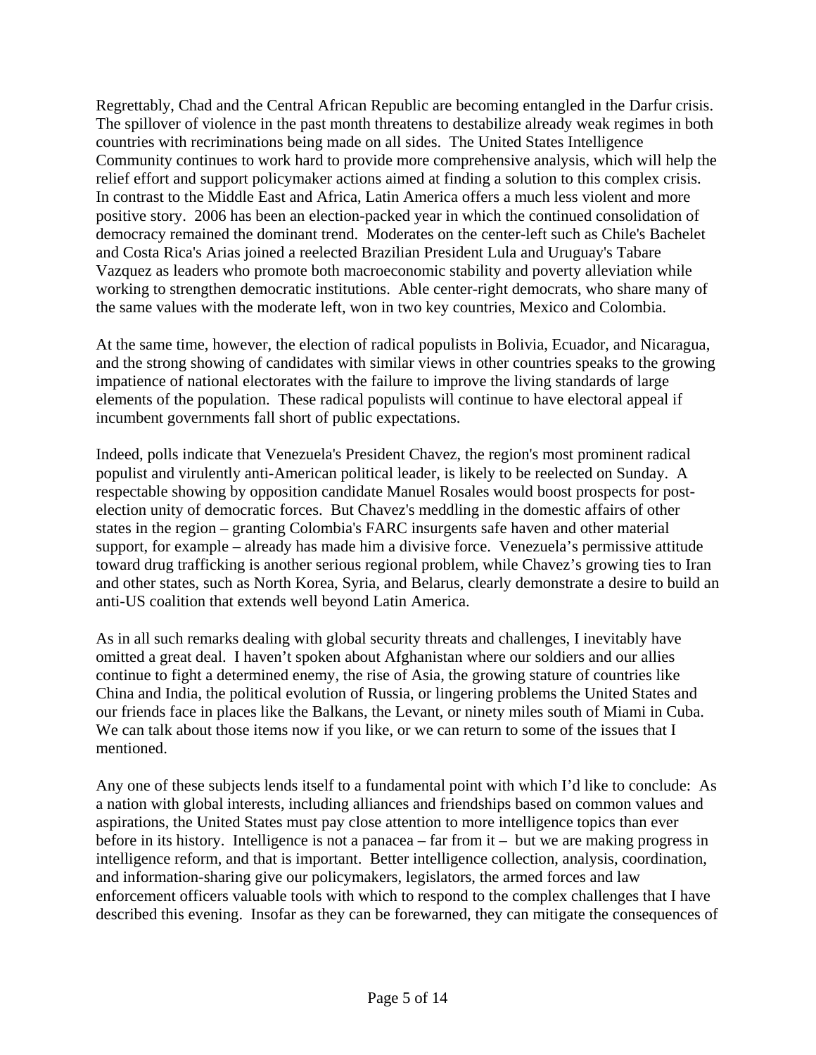Regrettably, Chad and the Central African Republic are becoming entangled in the Darfur crisis. The spillover of violence in the past month threatens to destabilize already weak regimes in both countries with recriminations being made on all sides. The United States Intelligence Community continues to work hard to provide more comprehensive analysis, which will help the relief effort and support policymaker actions aimed at finding a solution to this complex crisis. In contrast to the Middle East and Africa, Latin America offers a much less violent and more positive story. 2006 has been an election-packed year in which the continued consolidation of democracy remained the dominant trend. Moderates on the center-left such as Chile's Bachelet and Costa Rica's Arias joined a reelected Brazilian President Lula and Uruguay's Tabare Vazquez as leaders who promote both macroeconomic stability and poverty alleviation while working to strengthen democratic institutions. Able center-right democrats, who share many of the same values with the moderate left, won in two key countries, Mexico and Colombia.

At the same time, however, the election of radical populists in Bolivia, Ecuador, and Nicaragua, and the strong showing of candidates with similar views in other countries speaks to the growing impatience of national electorates with the failure to improve the living standards of large elements of the population. These radical populists will continue to have electoral appeal if incumbent governments fall short of public expectations.

Indeed, polls indicate that Venezuela's President Chavez, the region's most prominent radical populist and virulently anti-American political leader, is likely to be reelected on Sunday. A respectable showing by opposition candidate Manuel Rosales would boost prospects for post-election unity of democratic forces. But Chavez's meddling in the domestic affairs of other states in the region – granting Colombia's FARC insurgents safe haven and other material support, for example – already has made him a divisive force. Venezuela's permissive attitude toward drug trafficking is another serious regional problem, while Chavez's growing ties to Iran and other states, such as North Korea, Syria, and Belarus, clearly demonstrate a desire to build an anti-US coalition that extends well beyond Latin America.

As in all such remarks dealing with global security threats and challenges, I inevitably have omitted a great deal. I haven't spoken about Afghanistan where our soldiers and our allies continue to fight a determined enemy, the rise of Asia, the growing stature of countries like China and India, the political evolution of Russia, or lingering problems the United States and our friends face in places like the Balkans, the Levant, or ninety miles south of Miami in Cuba. We can talk about those items now if you like, or we can return to some of the issues that I mentioned.

Any one of these subjects lends itself to a fundamental point with which I'd like to conclude: As a nation with global interests, including alliances and friendships based on common values and aspirations, the United States must pay close attention to more intelligence topics than ever before in its history. Intelligence is not a panacea – far from it – but we are making progress in intelligence reform, and that is important. Better intelligence collection, analysis, coordination, and information-sharing give our policymakers, legislators, the armed forces and law enforcement officers valuable tools with which to respond to the complex challenges that I have described this evening. Insofar as they can be forewarned, they can mitigate the consequences of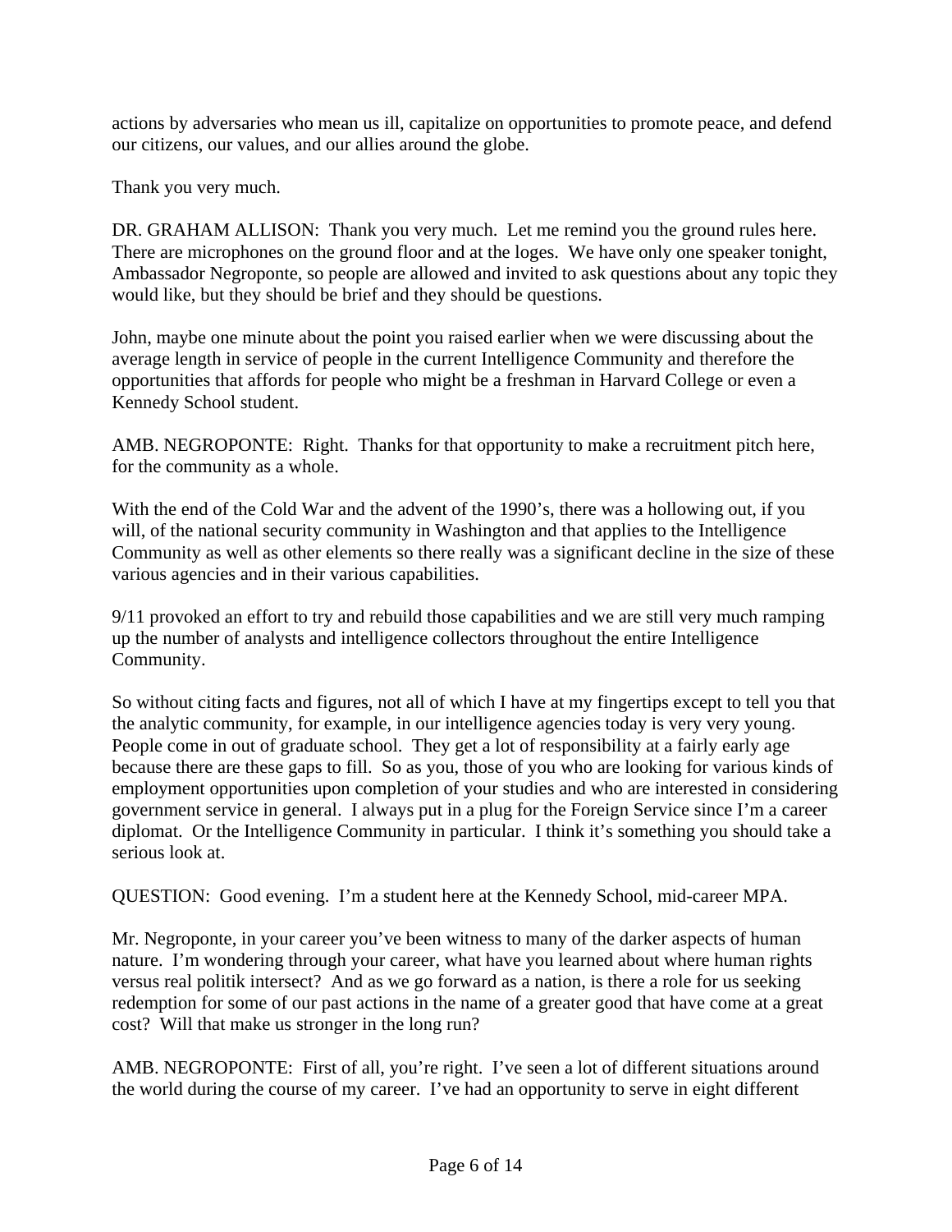actions by adversaries who mean us ill, capitalize on opportunities to promote peace, and defend our citizens, our values, and our allies around the globe.

Thank you very much.

DR. GRAHAM ALLISON: Thank you very much. Let me remind you the ground rules here. There are microphones on the ground floor and at the loges. We have only one speaker tonight, Ambassador Negroponte, so people are allowed and invited to ask questions about any topic they would like, but they should be brief and they should be questions.

John, maybe one minute about the point you raised earlier when we were discussing about the average length in service of people in the current Intelligence Community and therefore the opportunities that affords for people who might be a freshman in Harvard College or even a Kennedy School student.

AMB. NEGROPONTE: Right. Thanks for that opportunity to make a recruitment pitch here, for the community as a whole.

With the end of the Cold War and the advent of the 1990's, there was a hollowing out, if you will, of the national security community in Washington and that applies to the Intelligence Community as well as other elements so there really was a significant decline in the size of these various agencies and in their various capabilities.

9/11 provoked an effort to try and rebuild those capabilities and we are still very much ramping up the number of analysts and intelligence collectors throughout the entire Intelligence Community.

So without citing facts and figures, not all of which I have at my fingertips except to tell you that the analytic community, for example, in our intelligence agencies today is very very young. People come in out of graduate school. They get a lot of responsibility at a fairly early age because there are these gaps to fill. So as you, those of you who are looking for various kinds of employment opportunities upon completion of your studies and who are interested in considering government service in general. I always put in a plug for the Foreign Service since I'm a career diplomat. Or the Intelligence Community in particular. I think it's something you should take a serious look at.

QUESTION: Good evening. I'm a student here at the Kennedy School, mid-career MPA.

Mr. Negroponte, in your career you've been witness to many of the darker aspects of human nature. I'm wondering through your career, what have you learned about where human rights versus real politik intersect? And as we go forward as a nation, is there a role for us seeking redemption for some of our past actions in the name of a greater good that have come at a great cost? Will that make us stronger in the long run?

AMB. NEGROPONTE: First of all, you're right. I've seen a lot of different situations around the world during the course of my career. I've had an opportunity to serve in eight different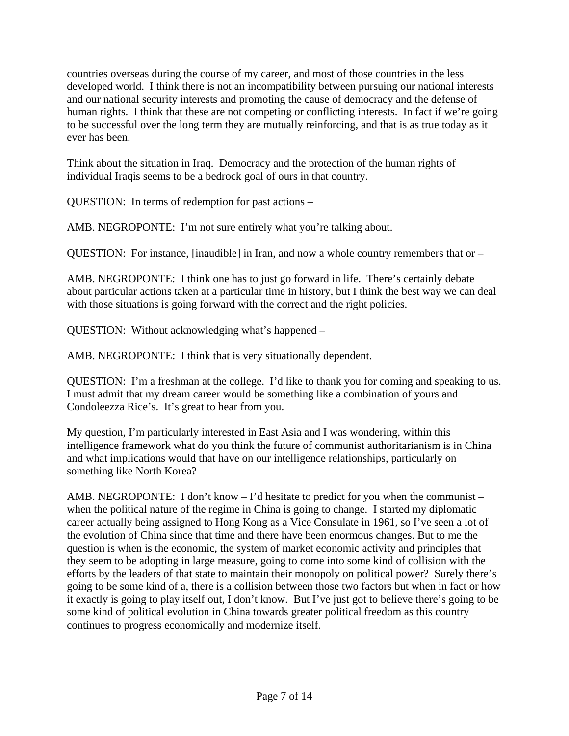countries overseas during the course of my career, and most of those countries in the less developed world. I think there is not an incompatibility between pursuing our national interests and our national security interests and promoting the cause of democracy and the defense of human rights. I think that these are not competing or conflicting interests. In fact if we're going to be successful over the long term they are mutually reinforcing, and that is as true today as it ever has been.

Think about the situation in Iraq. Democracy and the protection of the human rights of individual Iraqis seems to be a bedrock goal of ours in that country.

QUESTION: In terms of redemption for past actions –

AMB. NEGROPONTE: I'm not sure entirely what you're talking about.

QUESTION: For instance, [inaudible] in Iran, and now a whole country remembers that or –

AMB. NEGROPONTE: I think one has to just go forward in life. There's certainly debate about particular actions taken at a particular time in history, but I think the best way we can deal with those situations is going forward with the correct and the right policies.

QUESTION: Without acknowledging what's happened –

AMB. NEGROPONTE: I think that is very situationally dependent.

QUESTION: I'm a freshman at the college. I'd like to thank you for coming and speaking to us. I must admit that my dream career would be something like a combination of yours and Condoleezza Rice's. It's great to hear from you.

My question, I'm particularly interested in East Asia and I was wondering, within this intelligence framework what do you think the future of communist authoritarianism is in China and what implications would that have on our intelligence relationships, particularly on something like North Korea?

AMB. NEGROPONTE: I don't know – I'd hesitate to predict for you when the communist – when the political nature of the regime in China is going to change. I started my diplomatic career actually being assigned to Hong Kong as a Vice Consulate in 1961, so I've seen a lot of the evolution of China since that time and there have been enormous changes. But to me the question is when is the economic, the system of market economic activity and principles that they seem to be adopting in large measure, going to come into some kind of collision with the efforts by the leaders of that state to maintain their monopoly on political power? Surely there's going to be some kind of a, there is a collision between those two factors but when in fact or how it exactly is going to play itself out, I don't know. But I've just got to believe there's going to be some kind of political evolution in China towards greater political freedom as this country continues to progress economically and modernize itself.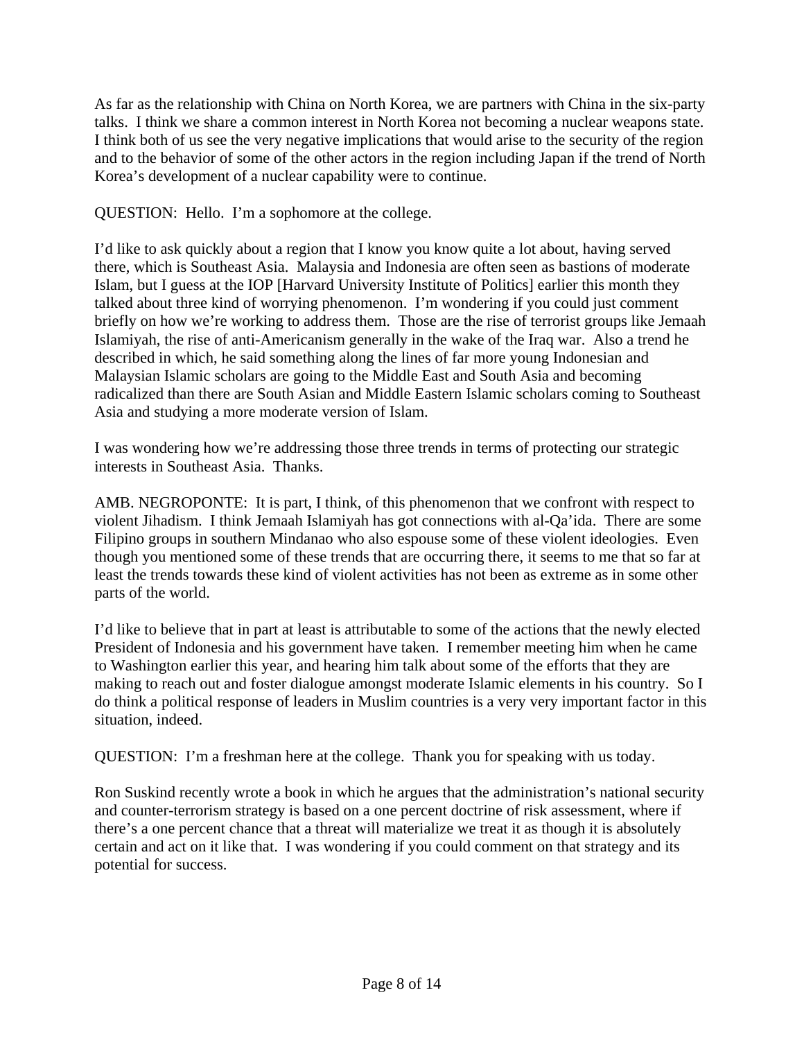As far as the relationship with China on North Korea, we are partners with China in the six-party talks. I think we share a common interest in North Korea not becoming a nuclear weapons state. I think both of us see the very negative implications that would arise to the security of the region and to the behavior of some of the other actors in the region including Japan if the trend of North Korea's development of a nuclear capability were to continue.

QUESTION: Hello. I'm a sophomore at the college.

I'd like to ask quickly about a region that I know you know quite a lot about, having served there, which is Southeast Asia. Malaysia and Indonesia are often seen as bastions of moderate Islam, but I guess at the IOP [Harvard University Institute of Politics] earlier this month they talked about three kind of worrying phenomenon. I'm wondering if you could just comment briefly on how we're working to address them. Those are the rise of terrorist groups like Jemaah Islamiyah, the rise of anti-Americanism generally in the wake of the Iraq war. Also a trend he described in which, he said something along the lines of far more young Indonesian and Malaysian Islamic scholars are going to the Middle East and South Asia and becoming radicalized than there are South Asian and Middle Eastern Islamic scholars coming to Southeast Asia and studying a more moderate version of Islam.

I was wondering how we're addressing those three trends in terms of protecting our strategic interests in Southeast Asia. Thanks.

AMB. NEGROPONTE: It is part, I think, of this phenomenon that we confront with respect to violent Jihadism. I think Jemaah Islamiyah has got connections with al-Qa'ida. There are some Filipino groups in southern Mindanao who also espouse some of these violent ideologies. Even though you mentioned some of these trends that are occurring there, it seems to me that so far at least the trends towards these kind of violent activities has not been as extreme as in some other parts of the world.

I'd like to believe that in part at least is attributable to some of the actions that the newly elected President of Indonesia and his government have taken. I remember meeting him when he came to Washington earlier this year, and hearing him talk about some of the efforts that they are making to reach out and foster dialogue amongst moderate Islamic elements in his country. So I do think a political response of leaders in Muslim countries is a very very important factor in this situation, indeed.

QUESTION: I'm a freshman here at the college. Thank you for speaking with us today.

Ron Suskind recently wrote a book in which he argues that the administration's national security and counter-terrorism strategy is based on a one percent doctrine of risk assessment, where if there's a one percent chance that a threat will materialize we treat it as though it is absolutely certain and act on it like that. I was wondering if you could comment on that strategy and its potential for success.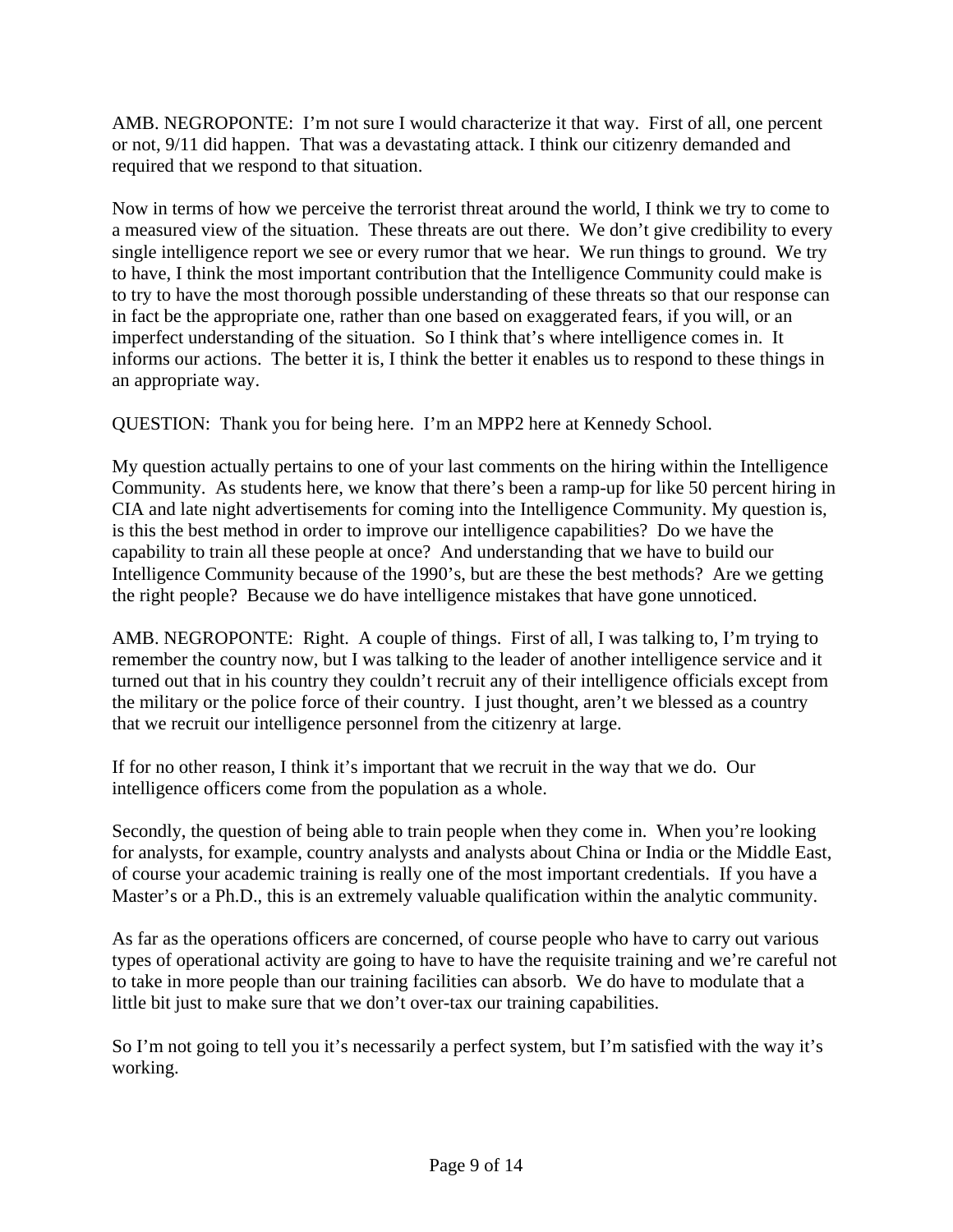AMB. NEGROPONTE: I'm not sure I would characterize it that way. First of all, one percent or not, 9/11 did happen. That was a devastating attack. I think our citizenry demanded and required that we respond to that situation.

Now in terms of how we perceive the terrorist threat around the world, I think we try to come to a measured view of the situation. These threats are out there. We don't give credibility to every single intelligence report we see or every rumor that we hear. We run things to ground. We try to have, I think the most important contribution that the Intelligence Community could make is to try to have the most thorough possible understanding of these threats so that our response can in fact be the appropriate one, rather than one based on exaggerated fears, if you will, or an imperfect understanding of the situation. So I think that's where intelligence comes in. It informs our actions. The better it is, I think the better it enables us to respond to these things in an appropriate way.

QUESTION: Thank you for being here. I'm an MPP2 here at Kennedy School.

My question actually pertains to one of your last comments on the hiring within the Intelligence Community. As students here, we know that there's been a ramp-up for like 50 percent hiring in CIA and late night advertisements for coming into the Intelligence Community. My question is, is this the best method in order to improve our intelligence capabilities? Do we have the capability to train all these people at once? And understanding that we have to build our Intelligence Community because of the 1990's, but are these the best methods? Are we getting the right people? Because we do have intelligence mistakes that have gone unnoticed.

AMB. NEGROPONTE: Right. A couple of things. First of all, I was talking to, I'm trying to remember the country now, but I was talking to the leader of another intelligence service and it turned out that in his country they couldn't recruit any of their intelligence officials except from the military or the police force of their country. I just thought, aren't we blessed as a country that we recruit our intelligence personnel from the citizenry at large.

If for no other reason, I think it's important that we recruit in the way that we do. Our intelligence officers come from the population as a whole.

Secondly, the question of being able to train people when they come in. When you're looking for analysts, for example, country analysts and analysts about China or India or the Middle East, of course your academic training is really one of the most important credentials. If you have a Master's or a Ph.D., this is an extremely valuable qualification within the analytic community.

As far as the operations officers are concerned, of course people who have to carry out various types of operational activity are going to have to have the requisite training and we're careful not to take in more people than our training facilities can absorb. We do have to modulate that a little bit just to make sure that we don't over-tax our training capabilities.

So I'm not going to tell you it's necessarily a perfect system, but I'm satisfied with the way it's working.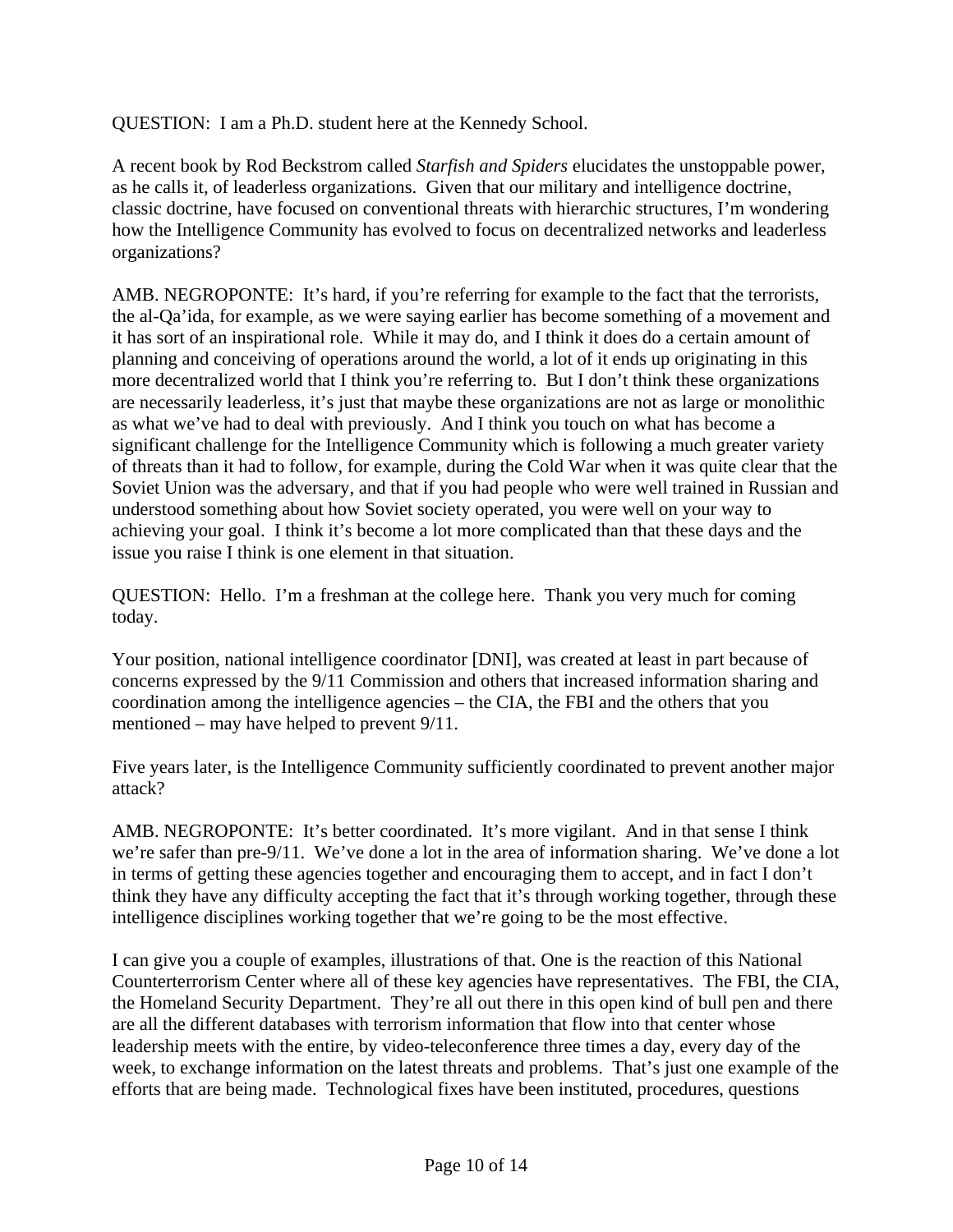QUESTION: I am a Ph.D. student here at the Kennedy School.

A recent book by Rod Beckstrom called *Starfish and Spiders* elucidates the unstoppable power, as he calls it, of leaderless organizations. Given that our military and intelligence doctrine, classic doctrine, have focused on conventional threats with hierarchic structures, I'm wondering how the Intelligence Community has evolved to focus on decentralized networks and leaderless organizations?

AMB. NEGROPONTE: It's hard, if you're referring for example to the fact that the terrorists, the al-Qa'ida, for example, as we were saying earlier has become something of a movement and it has sort of an inspirational role. While it may do, and I think it does do a certain amount of planning and conceiving of operations around the world, a lot of it ends up originating in this more decentralized world that I think you're referring to. But I don't think these organizations are necessarily leaderless, it's just that maybe these organizations are not as large or monolithic as what we've had to deal with previously. And I think you touch on what has become a significant challenge for the Intelligence Community which is following a much greater variety of threats than it had to follow, for example, during the Cold War when it was quite clear that the Soviet Union was the adversary, and that if you had people who were well trained in Russian and understood something about how Soviet society operated, you were well on your way to achieving your goal. I think it's become a lot more complicated than that these days and the issue you raise I think is one element in that situation.

QUESTION: Hello. I'm a freshman at the college here. Thank you very much for coming today.

Your position, national intelligence coordinator [DNI], was created at least in part because of concerns expressed by the 9/11 Commission and others that increased information sharing and coordination among the intelligence agencies – the CIA, the FBI and the others that you mentioned – may have helped to prevent 9/11.

Five years later, is the Intelligence Community sufficiently coordinated to prevent another major attack?

AMB. NEGROPONTE: It's better coordinated. It's more vigilant. And in that sense I think we're safer than pre-9/11. We've done a lot in the area of information sharing. We've done a lot in terms of getting these agencies together and encouraging them to accept, and in fact I don't think they have any difficulty accepting the fact that it's through working together, through these intelligence disciplines working together that we're going to be the most effective.

I can give you a couple of examples, illustrations of that. One is the reaction of this National Counterterrorism Center where all of these key agencies have representatives. The FBI, the CIA, the Homeland Security Department. They're all out there in this open kind of bull pen and there are all the different databases with terrorism information that flow into that center whose leadership meets with the entire, by video-teleconference three times a day, every day of the week, to exchange information on the latest threats and problems. That's just one example of the efforts that are being made. Technological fixes have been instituted, procedures, questions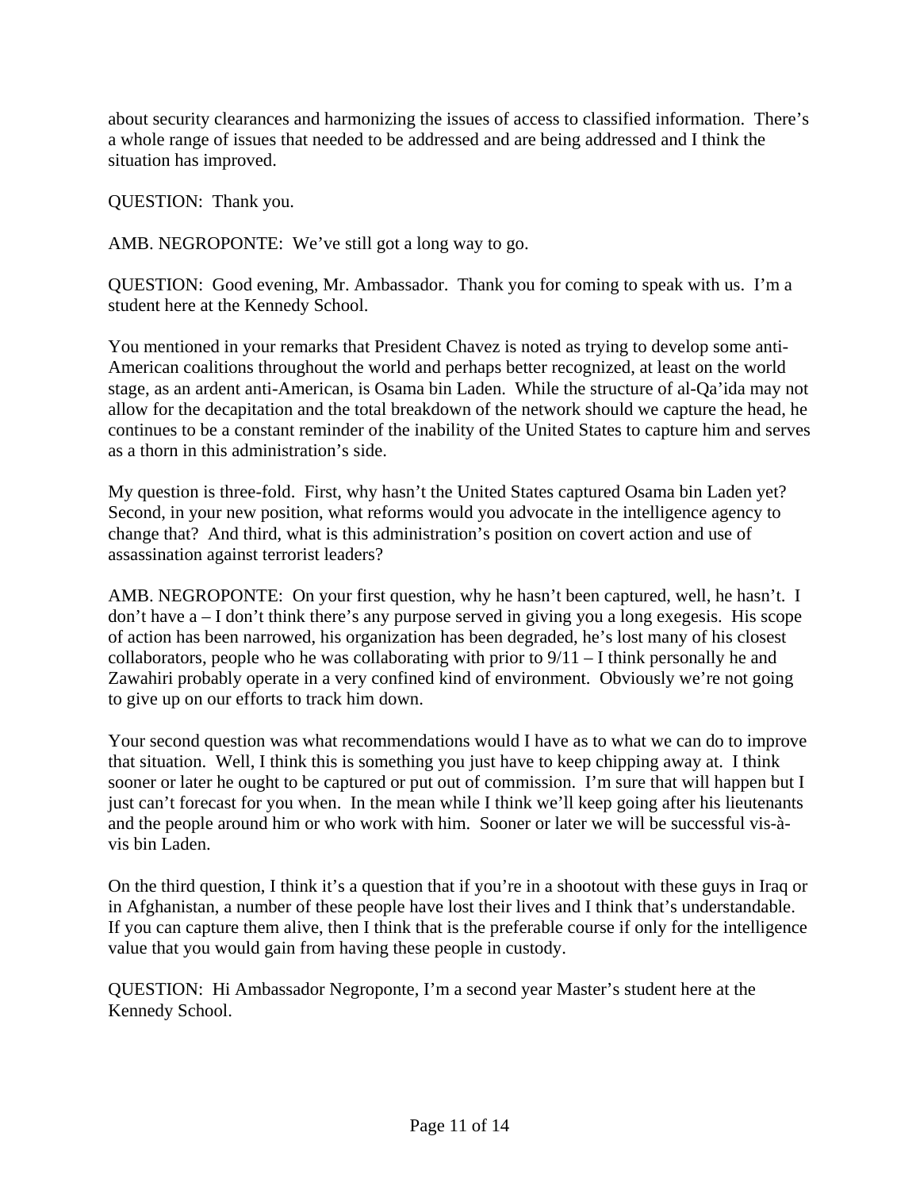about security clearances and harmonizing the issues of access to classified information. There's a whole range of issues that needed to be addressed and are being addressed and I think the situation has improved.

QUESTION: Thank you.

AMB. NEGROPONTE: We've still got a long way to go.

QUESTION: Good evening, Mr. Ambassador. Thank you for coming to speak with us. I'm a student here at the Kennedy School.

You mentioned in your remarks that President Chavez is noted as trying to develop some anti-American coalitions throughout the world and perhaps better recognized, at least on the world stage, as an ardent anti-American, is Osama bin Laden. While the structure of al-Qa'ida may not allow for the decapitation and the total breakdown of the network should we capture the head, he continues to be a constant reminder of the inability of the United States to capture him and serves as a thorn in this administration's side.

My question is three-fold. First, why hasn't the United States captured Osama bin Laden yet? Second, in your new position, what reforms would you advocate in the intelligence agency to change that? And third, what is this administration's position on covert action and use of assassination against terrorist leaders?

AMB. NEGROPONTE: On your first question, why he hasn't been captured, well, he hasn't. I don't have a – I don't think there's any purpose served in giving you a long exegesis. His scope of action has been narrowed, his organization has been degraded, he's lost many of his closest collaborators, people who he was collaborating with prior to 9/11 – I think personally he and Zawahiri probably operate in a very confined kind of environment. Obviously we're not going to give up on our efforts to track him down.

Your second question was what recommendations would I have as to what we can do to improve that situation. Well, I think this is something you just have to keep chipping away at. I think sooner or later he ought to be captured or put out of commission. I'm sure that will happen but I just can't forecast for you when. In the mean while I think we'll keep going after his lieutenants and the people around him or who work with him. Sooner or later we will be successful vis-à-vis bin Laden.

On the third question, I think it's a question that if you're in a shootout with these guys in Iraq or in Afghanistan, a number of these people have lost their lives and I think that's understandable. If you can capture them alive, then I think that is the preferable course if only for the intelligence value that you would gain from having these people in custody.

QUESTION: Hi Ambassador Negroponte, I'm a second year Master's student here at the Kennedy School.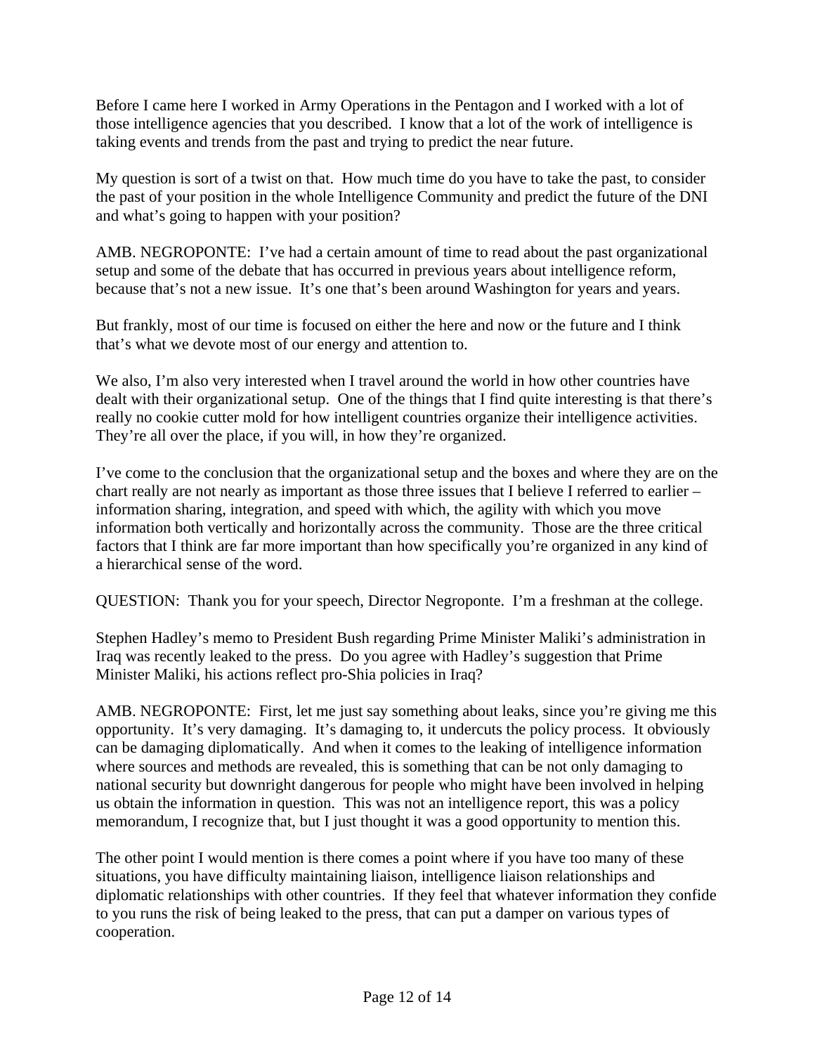Before I came here I worked in Army Operations in the Pentagon and I worked with a lot of those intelligence agencies that you described. I know that a lot of the work of intelligence is taking events and trends from the past and trying to predict the near future.

My question is sort of a twist on that. How much time do you have to take the past, to consider the past of your position in the whole Intelligence Community and predict the future of the DNI and what's going to happen with your position?

AMB. NEGROPONTE: I've had a certain amount of time to read about the past organizational setup and some of the debate that has occurred in previous years about intelligence reform, because that's not a new issue. It's one that's been around Washington for years and years.

But frankly, most of our time is focused on either the here and now or the future and I think that's what we devote most of our energy and attention to.

We also, I'm also very interested when I travel around the world in how other countries have dealt with their organizational setup. One of the things that I find quite interesting is that there's really no cookie cutter mold for how intelligent countries organize their intelligence activities. They're all over the place, if you will, in how they're organized.

I've come to the conclusion that the organizational setup and the boxes and where they are on the chart really are not nearly as important as those three issues that I believe I referred to earlier – information sharing, integration, and speed with which, the agility with which you move information both vertically and horizontally across the community. Those are the three critical factors that I think are far more important than how specifically you're organized in any kind of a hierarchical sense of the word.

QUESTION: Thank you for your speech, Director Negroponte. I'm a freshman at the college.

Stephen Hadley's memo to President Bush regarding Prime Minister Maliki's administration in Iraq was recently leaked to the press. Do you agree with Hadley's suggestion that Prime Minister Maliki, his actions reflect pro-Shia policies in Iraq?

AMB. NEGROPONTE: First, let me just say something about leaks, since you're giving me this opportunity. It's very damaging. It's damaging to, it undercuts the policy process. It obviously can be damaging diplomatically. And when it comes to the leaking of intelligence information where sources and methods are revealed, this is something that can be not only damaging to national security but downright dangerous for people who might have been involved in helping us obtain the information in question. This was not an intelligence report, this was a policy memorandum, I recognize that, but I just thought it was a good opportunity to mention this.

The other point I would mention is there comes a point where if you have too many of these situations, you have difficulty maintaining liaison, intelligence liaison relationships and diplomatic relationships with other countries. If they feel that whatever information they confide to you runs the risk of being leaked to the press, that can put a damper on various types of cooperation.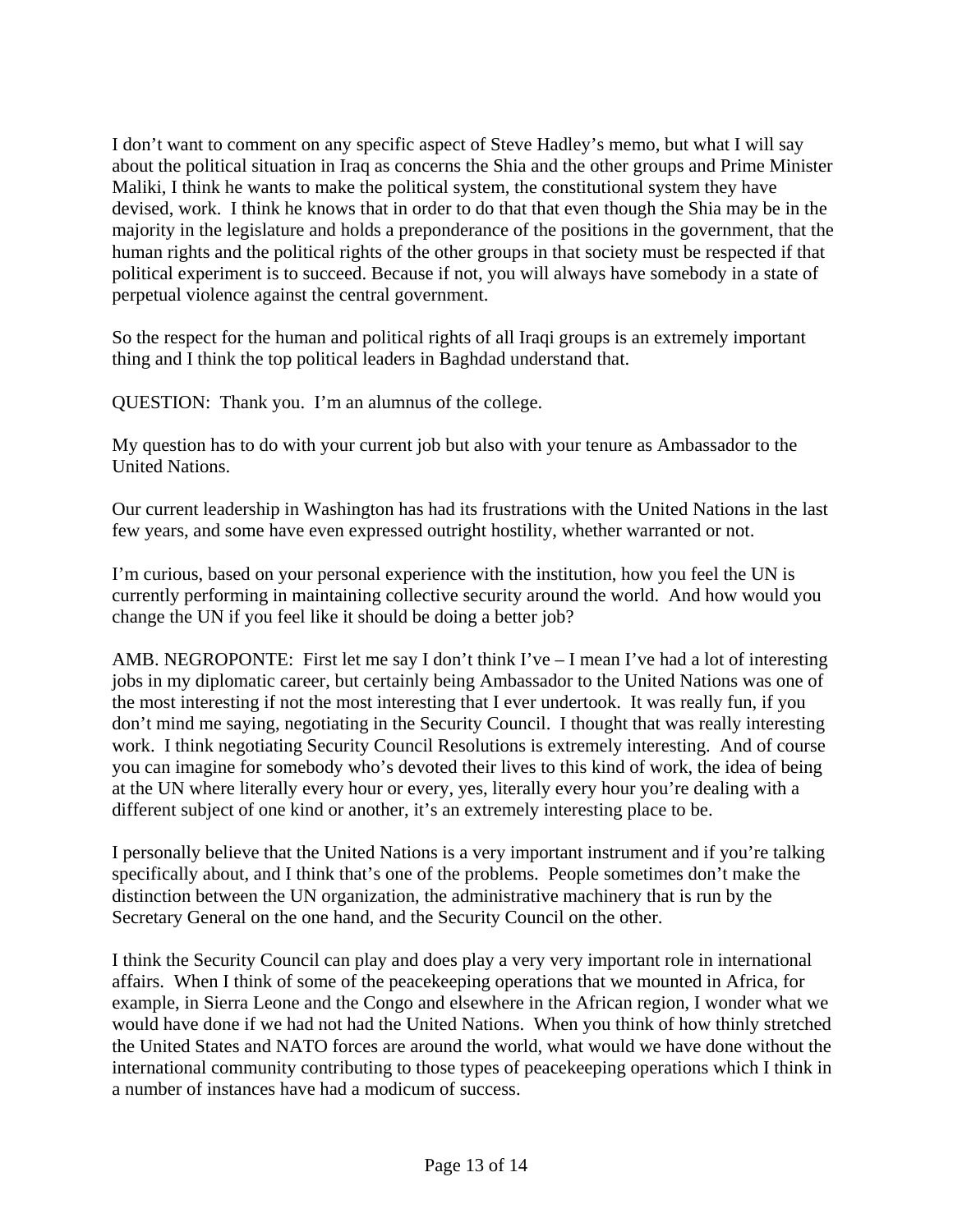I don't want to comment on any specific aspect of Steve Hadley's memo, but what I will say about the political situation in Iraq as concerns the Shia and the other groups and Prime Minister Maliki, I think he wants to make the political system, the constitutional system they have devised, work. I think he knows that in order to do that that even though the Shia may be in the majority in the legislature and holds a preponderance of the positions in the government, that the human rights and the political rights of the other groups in that society must be respected if that political experiment is to succeed. Because if not, you will always have somebody in a state of perpetual violence against the central government.

So the respect for the human and political rights of all Iraqi groups is an extremely important thing and I think the top political leaders in Baghdad understand that.

QUESTION: Thank you. I'm an alumnus of the college.

My question has to do with your current job but also with your tenure as Ambassador to the United Nations.

Our current leadership in Washington has had its frustrations with the United Nations in the last few years, and some have even expressed outright hostility, whether warranted or not.

I'm curious, based on your personal experience with the institution, how you feel the UN is currently performing in maintaining collective security around the world. And how would you change the UN if you feel like it should be doing a better job?

AMB. NEGROPONTE: First let me say I don't think I've – I mean I've had a lot of interesting jobs in my diplomatic career, but certainly being Ambassador to the United Nations was one of the most interesting if not the most interesting that I ever undertook. It was really fun, if you don't mind me saying, negotiating in the Security Council. I thought that was really interesting work. I think negotiating Security Council Resolutions is extremely interesting. And of course you can imagine for somebody who's devoted their lives to this kind of work, the idea of being at the UN where literally every hour or every, yes, literally every hour you're dealing with a different subject of one kind or another, it's an extremely interesting place to be.

I personally believe that the United Nations is a very important instrument and if you're talking specifically about, and I think that's one of the problems. People sometimes don't make the distinction between the UN organization, the administrative machinery that is run by the Secretary General on the one hand, and the Security Council on the other.

I think the Security Council can play and does play a very very important role in international affairs. When I think of some of the peacekeeping operations that we mounted in Africa, for example, in Sierra Leone and the Congo and elsewhere in the African region, I wonder what we would have done if we had not had the United Nations. When you think of how thinly stretched the United States and NATO forces are around the world, what would we have done without the international community contributing to those types of peacekeeping operations which I think in a number of instances have had a modicum of success.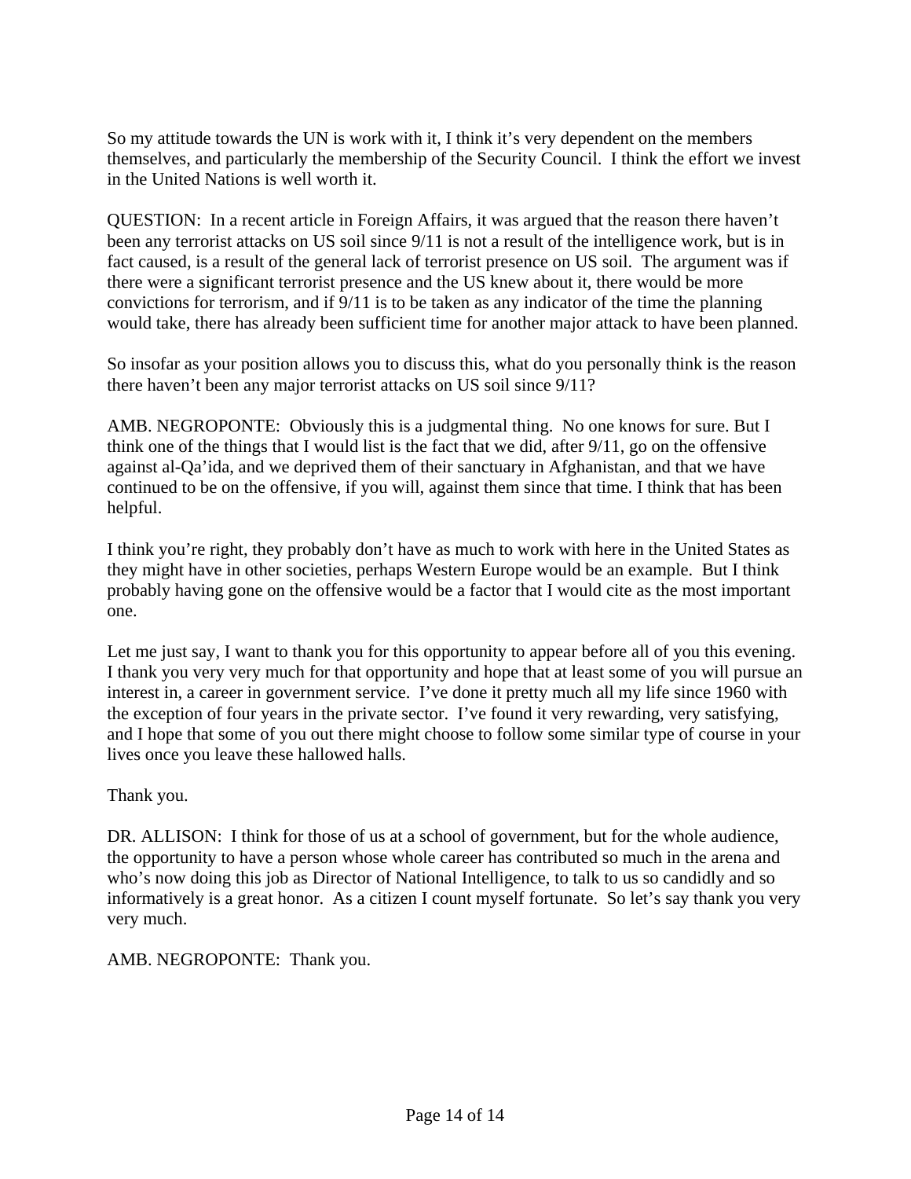So my attitude towards the UN is work with it, I think it's very dependent on the members themselves, and particularly the membership of the Security Council. I think the effort we invest in the United Nations is well worth it.

QUESTION: In a recent article in Foreign Affairs, it was argued that the reason there haven't been any terrorist attacks on US soil since 9/11 is not a result of the intelligence work, but is in fact caused, is a result of the general lack of terrorist presence on US soil. The argument was if there were a significant terrorist presence and the US knew about it, there would be more convictions for terrorism, and if 9/11 is to be taken as any indicator of the time the planning would take, there has already been sufficient time for another major attack to have been planned.

So insofar as your position allows you to discuss this, what do you personally think is the reason there haven't been any major terrorist attacks on US soil since 9/11?

AMB. NEGROPONTE: Obviously this is a judgmental thing. No one knows for sure. But I think one of the things that I would list is the fact that we did, after 9/11, go on the offensive against al-Qa'ida, and we deprived them of their sanctuary in Afghanistan, and that we have continued to be on the offensive, if you will, against them since that time. I think that has been helpful.

I think you're right, they probably don't have as much to work with here in the United States as they might have in other societies, perhaps Western Europe would be an example. But I think probably having gone on the offensive would be a factor that I would cite as the most important one.

Let me just say, I want to thank you for this opportunity to appear before all of you this evening. I thank you very very much for that opportunity and hope that at least some of you will pursue an interest in, a career in government service. I've done it pretty much all my life since 1960 with the exception of four years in the private sector. I've found it very rewarding, very satisfying, and I hope that some of you out there might choose to follow some similar type of course in your lives once you leave these hallowed halls.

Thank you.

DR. ALLISON: I think for those of us at a school of government, but for the whole audience, the opportunity to have a person whose whole career has contributed so much in the arena and who's now doing this job as Director of National Intelligence, to talk to us so candidly and so informatively is a great honor. As a citizen I count myself fortunate. So let's say thank you very very much.

AMB. NEGROPONTE: Thank you.